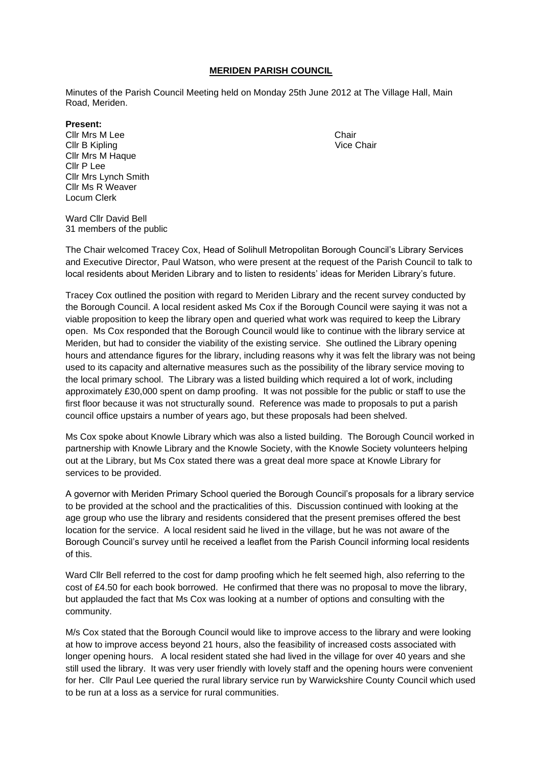# MERIDEN PARISH COUNCIL

Minutes of the Parish Council Meeting held on Monday 25th June 2012 at The Village Hall, Main Road, Meriden.

**Present:**

Cllr Mrs M Lee — Chair
Cllr B Kipling — Vice Chair
Cllr Mrs M Haque
Cllr P Lee
Cllr Mrs Lynch Smith
Cllr Ms R Weaver
Locum Clerk

Ward Cllr David Bell
31 members of the public

The Chair welcomed Tracey Cox, Head of Solihull Metropolitan Borough Council's Library Services and Executive Director, Paul Watson, who were present at the request of the Parish Council to talk to local residents about Meriden Library and to listen to residents' ideas for Meriden Library's future.

Tracey Cox outlined the position with regard to Meriden Library and the recent survey conducted by the Borough Council. A local resident asked Ms Cox if the Borough Council were saying it was not a viable proposition to keep the library open and queried what work was required to keep the Library open. Ms Cox responded that the Borough Council would like to continue with the library service at Meriden, but had to consider the viability of the existing service. She outlined the Library opening hours and attendance figures for the library, including reasons why it was felt the library was not being used to its capacity and alternative measures such as the possibility of the library service moving to the local primary school. The Library was a listed building which required a lot of work, including approximately £30,000 spent on damp proofing. It was not possible for the public or staff to use the first floor because it was not structurally sound. Reference was made to proposals to put a parish council office upstairs a number of years ago, but these proposals had been shelved.

Ms Cox spoke about Knowle Library which was also a listed building. The Borough Council worked in partnership with Knowle Library and the Knowle Society, with the Knowle Society volunteers helping out at the Library, but Ms Cox stated there was a great deal more space at Knowle Library for services to be provided.

A governor with Meriden Primary School queried the Borough Council's proposals for a library service to be provided at the school and the practicalities of this. Discussion continued with looking at the age group who use the library and residents considered that the present premises offered the best location for the service. A local resident said he lived in the village, but he was not aware of the Borough Council's survey until he received a leaflet from the Parish Council informing local residents of this.

Ward Cllr Bell referred to the cost for damp proofing which he felt seemed high, also referring to the cost of £4.50 for each book borrowed. He confirmed that there was no proposal to move the library, but applauded the fact that Ms Cox was looking at a number of options and consulting with the community.

M/s Cox stated that the Borough Council would like to improve access to the library and were looking at how to improve access beyond 21 hours, also the feasibility of increased costs associated with longer opening hours. A local resident stated she had lived in the village for over 40 years and she still used the library. It was very user friendly with lovely staff and the opening hours were convenient for her. Cllr Paul Lee queried the rural library service run by Warwickshire County Council which used to be run at a loss as a service for rural communities.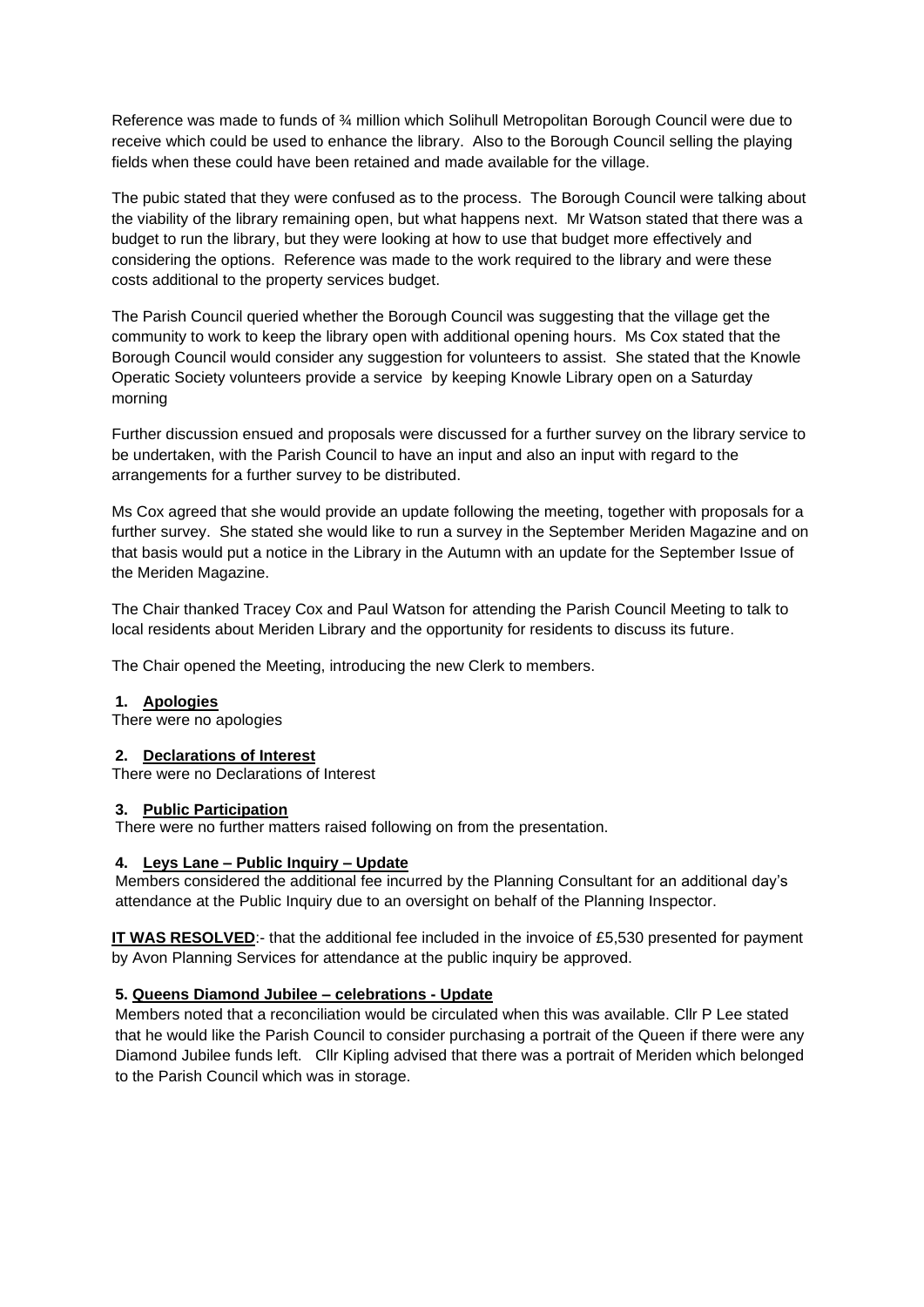Reference was made to funds of ¾ million which Solihull Metropolitan Borough Council were due to receive which could be used to enhance the library. Also to the Borough Council selling the playing fields when these could have been retained and made available for the village.

The pubic stated that they were confused as to the process. The Borough Council were talking about the viability of the library remaining open, but what happens next. Mr Watson stated that there was a budget to run the library, but they were looking at how to use that budget more effectively and considering the options. Reference was made to the work required to the library and were these costs additional to the property services budget.

The Parish Council queried whether the Borough Council was suggesting that the village get the community to work to keep the library open with additional opening hours. Ms Cox stated that the Borough Council would consider any suggestion for volunteers to assist. She stated that the Knowle Operatic Society volunteers provide a service by keeping Knowle Library open on a Saturday morning

Further discussion ensued and proposals were discussed for a further survey on the library service to be undertaken, with the Parish Council to have an input and also an input with regard to the arrangements for a further survey to be distributed.

Ms Cox agreed that she would provide an update following the meeting, together with proposals for a further survey. She stated she would like to run a survey in the September Meriden Magazine and on that basis would put a notice in the Library in the Autumn with an update for the September Issue of the Meriden Magazine.

The Chair thanked Tracey Cox and Paul Watson for attending the Parish Council Meeting to talk to local residents about Meriden Library and the opportunity for residents to discuss its future.

The Chair opened the Meeting, introducing the new Clerk to members.

**1. Apologies**

There were no apologies

**2. Declarations of Interest**

There were no Declarations of Interest

**3. Public Participation**

There were no further matters raised following on from the presentation.

**4. Leys Lane – Public Inquiry – Update**

Members considered the additional fee incurred by the Planning Consultant for an additional day's attendance at the Public Inquiry due to an oversight on behalf of the Planning Inspector.

**IT WAS RESOLVED**:- that the additional fee included in the invoice of £5,530 presented for payment by Avon Planning Services for attendance at the public inquiry be approved.

**5. Queens Diamond Jubilee – celebrations - Update**

Members noted that a reconciliation would be circulated when this was available. Cllr P Lee stated that he would like the Parish Council to consider purchasing a portrait of the Queen if there were any Diamond Jubilee funds left. Cllr Kipling advised that there was a portrait of Meriden which belonged to the Parish Council which was in storage.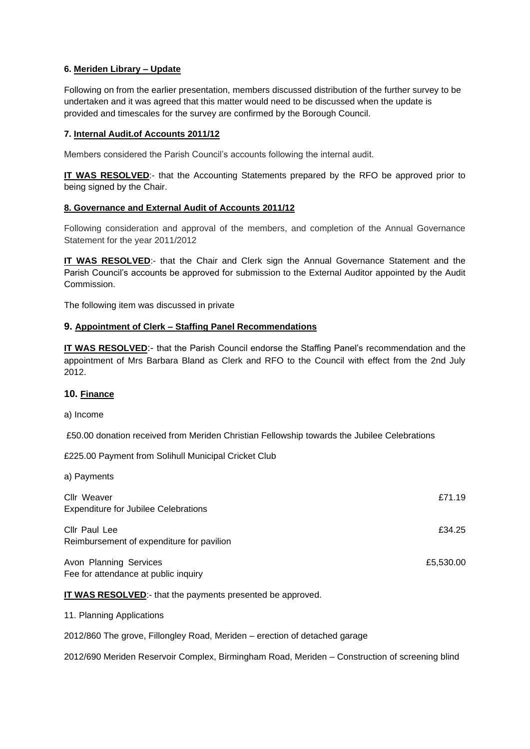**6. Meriden Library – Update**

Following on from the earlier presentation, members discussed distribution of the further survey to be undertaken and it was agreed that this matter would need to be discussed when the update is provided and timescales for the survey are confirmed by the Borough Council.

**7. Internal Audit.of Accounts 2011/12**

Members considered the Parish Council's accounts following the internal audit.

**IT WAS RESOLVED**:- that the Accounting Statements prepared by the RFO be approved prior to being signed by the Chair.

**8. Governance and External Audit of Accounts 2011/12**

Following consideration and approval of the members, and completion of the Annual Governance Statement for the year 2011/2012

**IT WAS RESOLVED**:- that the Chair and Clerk sign the Annual Governance Statement and the Parish Council's accounts be approved for submission to the External Auditor appointed by the Audit Commission.

The following item was discussed in private

**9. Appointment of Clerk – Staffing Panel Recommendations**

**IT WAS RESOLVED**:- that the Parish Council endorse the Staffing Panel's recommendation and the appointment of Mrs Barbara Bland as Clerk and RFO to the Council with effect from the 2nd July 2012.

**10. Finance**

a) Income

£50.00 donation received from Meriden Christian Fellowship towards the Jubilee Celebrations

£225.00 Payment from Solihull Municipal Cricket Club

a) Payments

| | |
|---|---|
| Cllr Weaver<br>Expenditure for Jubilee Celebrations | £71.19 |
| Cllr Paul Lee<br>Reimbursement of expenditure for pavilion | £34.25 |
| Avon Planning Services<br>Fee for attendance at public inquiry | £5,530.00 |

**IT WAS RESOLVED**:- that the payments presented be approved.

11. Planning Applications

2012/860 The grove, Fillongley Road, Meriden – erection of detached garage

2012/690 Meriden Reservoir Complex, Birmingham Road, Meriden – Construction of screening blind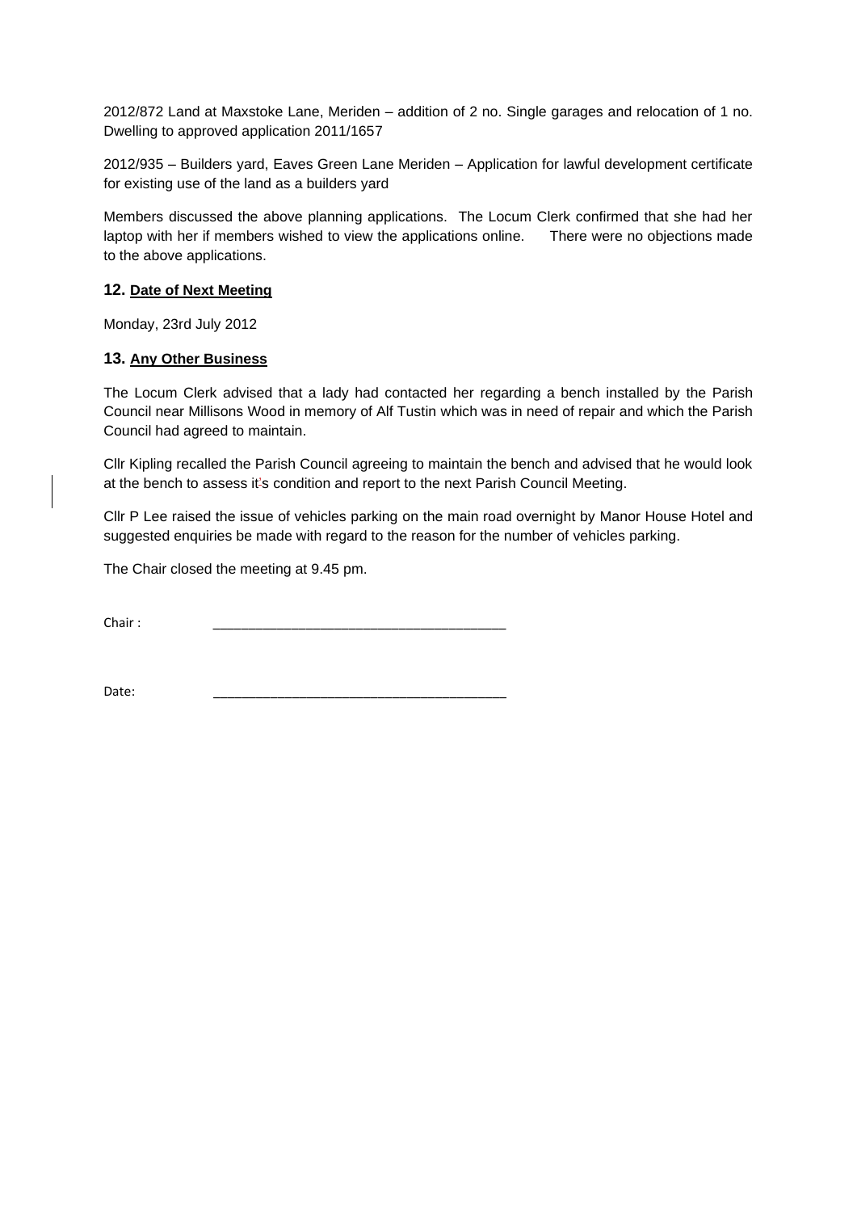2012/872 Land at Maxstoke Lane, Meriden – addition of 2 no. Single garages and relocation of 1 no. Dwelling to approved application 2011/1657

2012/935 – Builders yard, Eaves Green Lane Meriden – Application for lawful development certificate for existing use of the land as a builders yard

Members discussed the above planning applications. The Locum Clerk confirmed that she had her laptop with her if members wished to view the applications online. There were no objections made to the above applications.

## 12. Date of Next Meeting

Monday, 23rd July 2012

## 13. Any Other Business

The Locum Clerk advised that a lady had contacted her regarding a bench installed by the Parish Council near Millisons Wood in memory of Alf Tustin which was in need of repair and which the Parish Council had agreed to maintain.

Cllr Kipling recalled the Parish Council agreeing to maintain the bench and advised that he would look at the bench to assess it's condition and report to the next Parish Council Meeting.

Cllr P Lee raised the issue of vehicles parking on the main road overnight by Manor House Hotel and suggested enquiries be made with regard to the reason for the number of vehicles parking.

The Chair closed the meeting at 9.45 pm.

Chair : ________________________________________

Date: ________________________________________